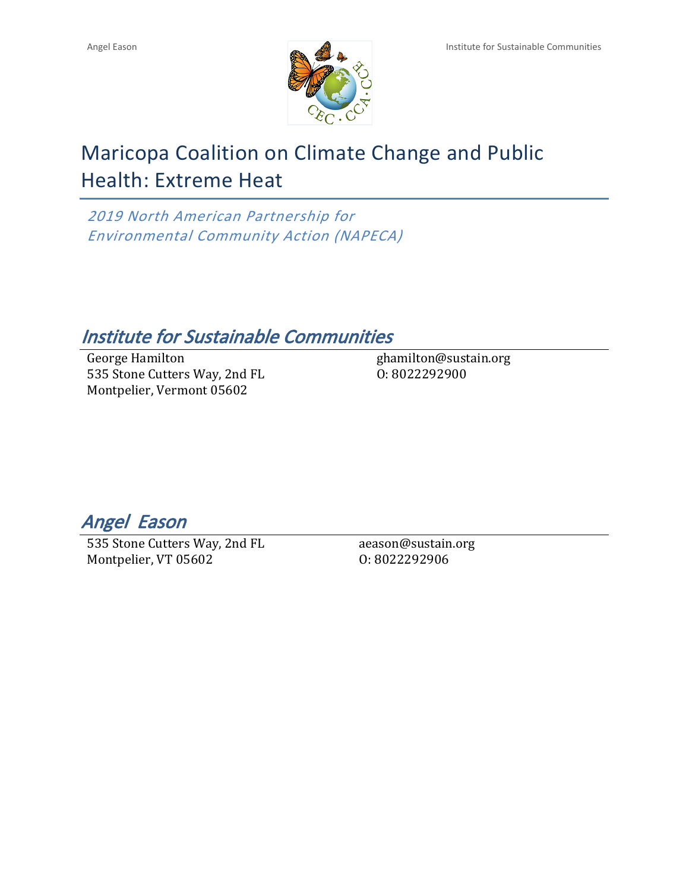# Maricopa Coalition on Climate Change and Public Health: Extreme Heat

*2019 North American Partnership for Environmental Community Action (NAPECA)*

## *Institute for Sustainable Communities*

George Hamilton
535 Stone Cutters Way, 2nd FL
Montpelier, Vermont 05602

ghamilton@sustain.org
O: 8022292900

## *Angel Eason*

535 Stone Cutters Way, 2nd FL
Montpelier, VT 05602

aeason@sustain.org
O: 8022292906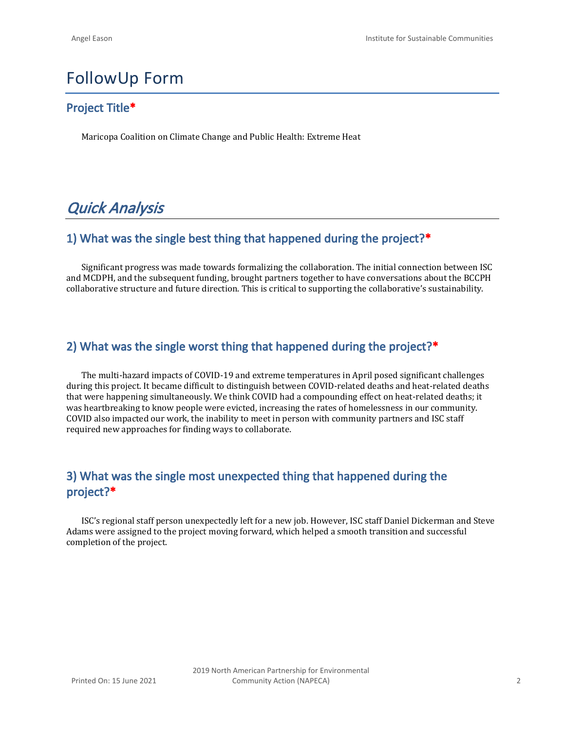# FollowUp Form

## Project Title*

Maricopa Coalition on Climate Change and Public Health: Extreme Heat

# *Quick Analysis*

## 1) What was the single best thing that happened during the project?*

Significant progress was made towards formalizing the collaboration. The initial connection between ISC and MCDPH, and the subsequent funding, brought partners together to have conversations about the BCCPH collaborative structure and future direction. This is critical to supporting the collaborative's sustainability.

## 2) What was the single worst thing that happened during the project?*

The multi-hazard impacts of COVID-19 and extreme temperatures in April posed significant challenges during this project. It became difficult to distinguish between COVID-related deaths and heat-related deaths that were happening simultaneously. We think COVID had a compounding effect on heat-related deaths; it was heartbreaking to know people were evicted, increasing the rates of homelessness in our community. COVID also impacted our work, the inability to meet in person with community partners and ISC staff required new approaches for finding ways to collaborate.

## 3) What was the single most unexpected thing that happened during the project?*

ISC's regional staff person unexpectedly left for a new job. However, ISC staff Daniel Dickerman and Steve Adams were assigned to the project moving forward, which helped a smooth transition and successful completion of the project.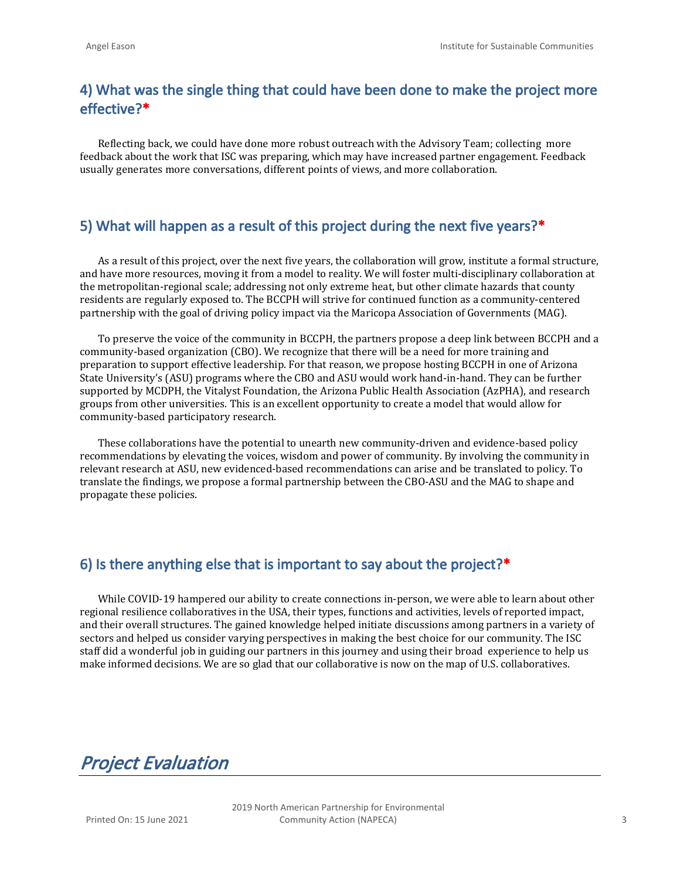## 4) What was the single thing that could have been done to make the project more effective?*

Reflecting back, we could have done more robust outreach with the Advisory Team; collecting more feedback about the work that ISC was preparing, which may have increased partner engagement. Feedback usually generates more conversations, different points of views, and more collaboration.

## 5) What will happen as a result of this project during the next five years?*

As a result of this project, over the next five years, the collaboration will grow, institute a formal structure, and have more resources, moving it from a model to reality. We will foster multi-disciplinary collaboration at the metropolitan-regional scale; addressing not only extreme heat, but other climate hazards that county residents are regularly exposed to. The BCCPH will strive for continued function as a community-centered partnership with the goal of driving policy impact via the Maricopa Association of Governments (MAG).

To preserve the voice of the community in BCCPH, the partners propose a deep link between BCCPH and a community-based organization (CBO). We recognize that there will be a need for more training and preparation to support effective leadership. For that reason, we propose hosting BCCPH in one of Arizona State University's (ASU) programs where the CBO and ASU would work hand-in-hand. They can be further supported by MCDPH, the Vitalyst Foundation, the Arizona Public Health Association (AzPHA), and research groups from other universities. This is an excellent opportunity to create a model that would allow for community-based participatory research.

These collaborations have the potential to unearth new community-driven and evidence-based policy recommendations by elevating the voices, wisdom and power of community. By involving the community in relevant research at ASU, new evidenced-based recommendations can arise and be translated to policy. To translate the findings, we propose a formal partnership between the CBO-ASU and the MAG to shape and propagate these policies.

## 6) Is there anything else that is important to say about the project?*

While COVID-19 hampered our ability to create connections in-person, we were able to learn about other regional resilience collaboratives in the USA, their types, functions and activities, levels of reported impact, and their overall structures. The gained knowledge helped initiate discussions among partners in a variety of sectors and helped us consider varying perspectives in making the best choice for our community. The ISC staff did a wonderful job in guiding our partners in this journey and using their broad experience to help us make informed decisions. We are so glad that our collaborative is now on the map of U.S. collaboratives.

# *Project Evaluation*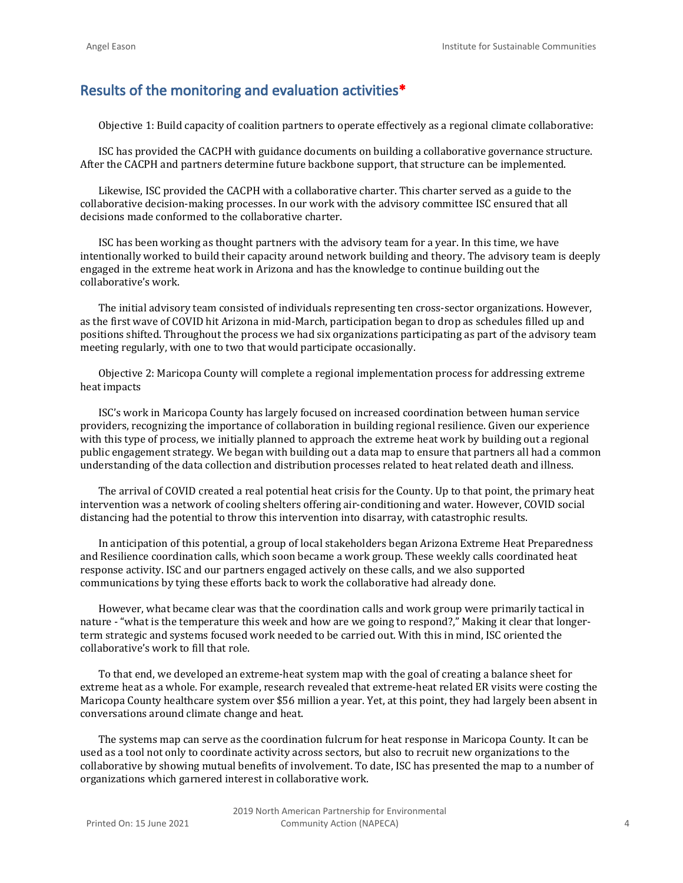## Results of the monitoring and evaluation activities*

Objective 1: Build capacity of coalition partners to operate effectively as a regional climate collaborative:

ISC has provided the CACPH with guidance documents on building a collaborative governance structure. After the CACPH and partners determine future backbone support, that structure can be implemented.

Likewise, ISC provided the CACPH with a collaborative charter. This charter served as a guide to the collaborative decision-making processes. In our work with the advisory committee ISC ensured that all decisions made conformed to the collaborative charter.

ISC has been working as thought partners with the advisory team for a year. In this time, we have intentionally worked to build their capacity around network building and theory. The advisory team is deeply engaged in the extreme heat work in Arizona and has the knowledge to continue building out the collaborative's work.

The initial advisory team consisted of individuals representing ten cross-sector organizations. However, as the first wave of COVID hit Arizona in mid-March, participation began to drop as schedules filled up and positions shifted. Throughout the process we had six organizations participating as part of the advisory team meeting regularly, with one to two that would participate occasionally.

Objective 2: Maricopa County will complete a regional implementation process for addressing extreme heat impacts

ISC's work in Maricopa County has largely focused on increased coordination between human service providers, recognizing the importance of collaboration in building regional resilience. Given our experience with this type of process, we initially planned to approach the extreme heat work by building out a regional public engagement strategy. We began with building out a data map to ensure that partners all had a common understanding of the data collection and distribution processes related to heat related death and illness.

The arrival of COVID created a real potential heat crisis for the County. Up to that point, the primary heat intervention was a network of cooling shelters offering air-conditioning and water. However, COVID social distancing had the potential to throw this intervention into disarray, with catastrophic results.

In anticipation of this potential, a group of local stakeholders began Arizona Extreme Heat Preparedness and Resilience coordination calls, which soon became a work group. These weekly calls coordinated heat response activity. ISC and our partners engaged actively on these calls, and we also supported communications by tying these efforts back to work the collaborative had already done.

However, what became clear was that the coordination calls and work group were primarily tactical in nature - "what is the temperature this week and how are we going to respond?," Making it clear that longer-term strategic and systems focused work needed to be carried out. With this in mind, ISC oriented the collaborative's work to fill that role.

To that end, we developed an extreme-heat system map with the goal of creating a balance sheet for extreme heat as a whole. For example, research revealed that extreme-heat related ER visits were costing the Maricopa County healthcare system over $56 million a year. Yet, at this point, they had largely been absent in conversations around climate change and heat.

The systems map can serve as the coordination fulcrum for heat response in Maricopa County. It can be used as a tool not only to coordinate activity across sectors, but also to recruit new organizations to the collaborative by showing mutual benefits of involvement. To date, ISC has presented the map to a number of organizations which garnered interest in collaborative work.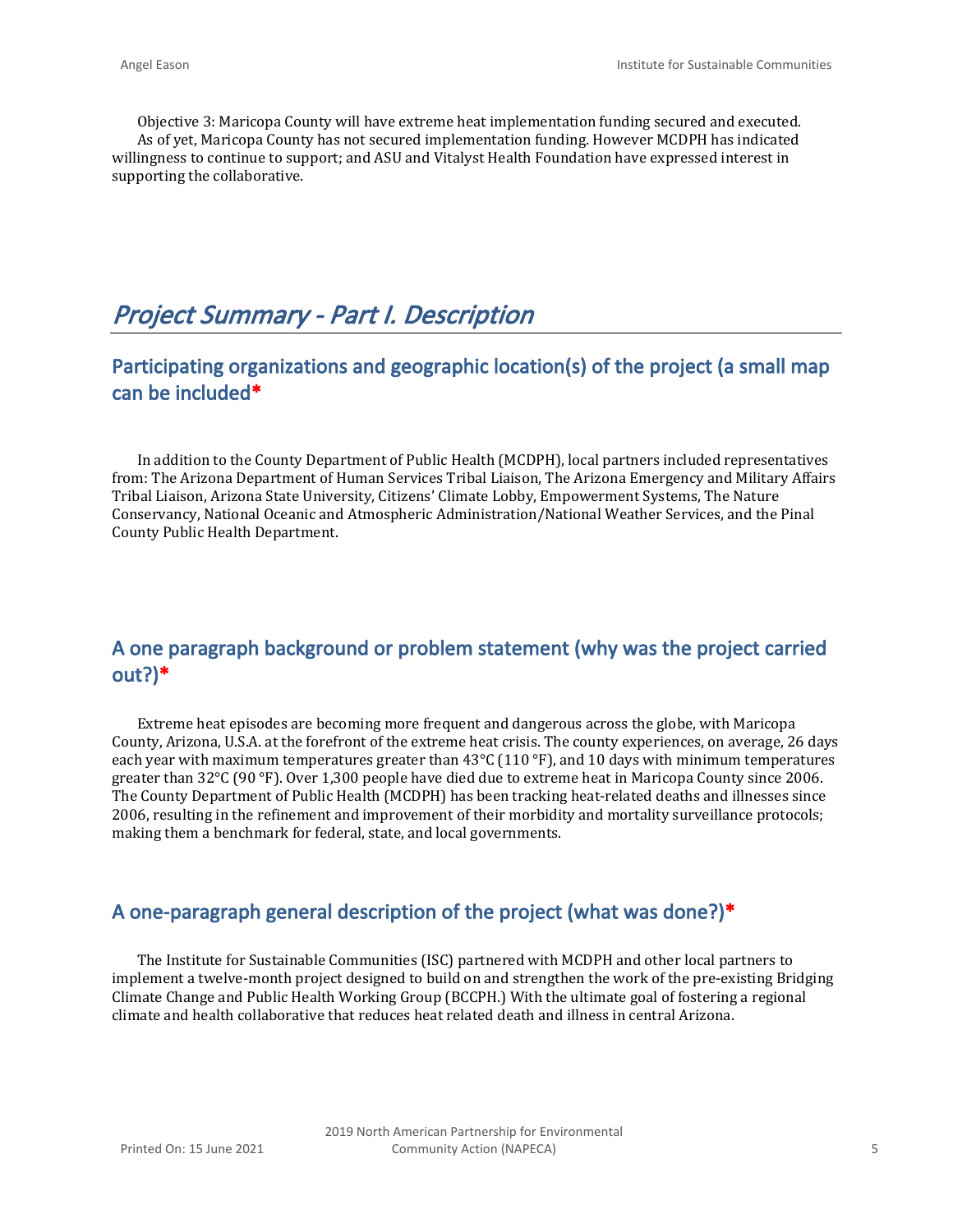Objective 3: Maricopa County will have extreme heat implementation funding secured and executed. As of yet, Maricopa County has not secured implementation funding. However MCDPH has indicated willingness to continue to support; and ASU and Vitalyst Health Foundation have expressed interest in supporting the collaborative.

# *Project Summary - Part I. Description*

## Participating organizations and geographic location(s) of the project (a small map can be included*

In addition to the County Department of Public Health (MCDPH), local partners included representatives from: The Arizona Department of Human Services Tribal Liaison, The Arizona Emergency and Military Affairs Tribal Liaison, Arizona State University, Citizens' Climate Lobby, Empowerment Systems, The Nature Conservancy, National Oceanic and Atmospheric Administration/National Weather Services, and the Pinal County Public Health Department.

## A one paragraph background or problem statement (why was the project carried out?)*

Extreme heat episodes are becoming more frequent and dangerous across the globe, with Maricopa County, Arizona, U.S.A. at the forefront of the extreme heat crisis. The county experiences, on average, 26 days each year with maximum temperatures greater than 43°C (110 °F), and 10 days with minimum temperatures greater than 32°C (90 °F). Over 1,300 people have died due to extreme heat in Maricopa County since 2006. The County Department of Public Health (MCDPH) has been tracking heat-related deaths and illnesses since 2006, resulting in the refinement and improvement of their morbidity and mortality surveillance protocols; making them a benchmark for federal, state, and local governments.

## A one-paragraph general description of the project (what was done?)*

The Institute for Sustainable Communities (ISC) partnered with MCDPH and other local partners to implement a twelve-month project designed to build on and strengthen the work of the pre-existing Bridging Climate Change and Public Health Working Group (BCCPH.) With the ultimate goal of fostering a regional climate and health collaborative that reduces heat related death and illness in central Arizona.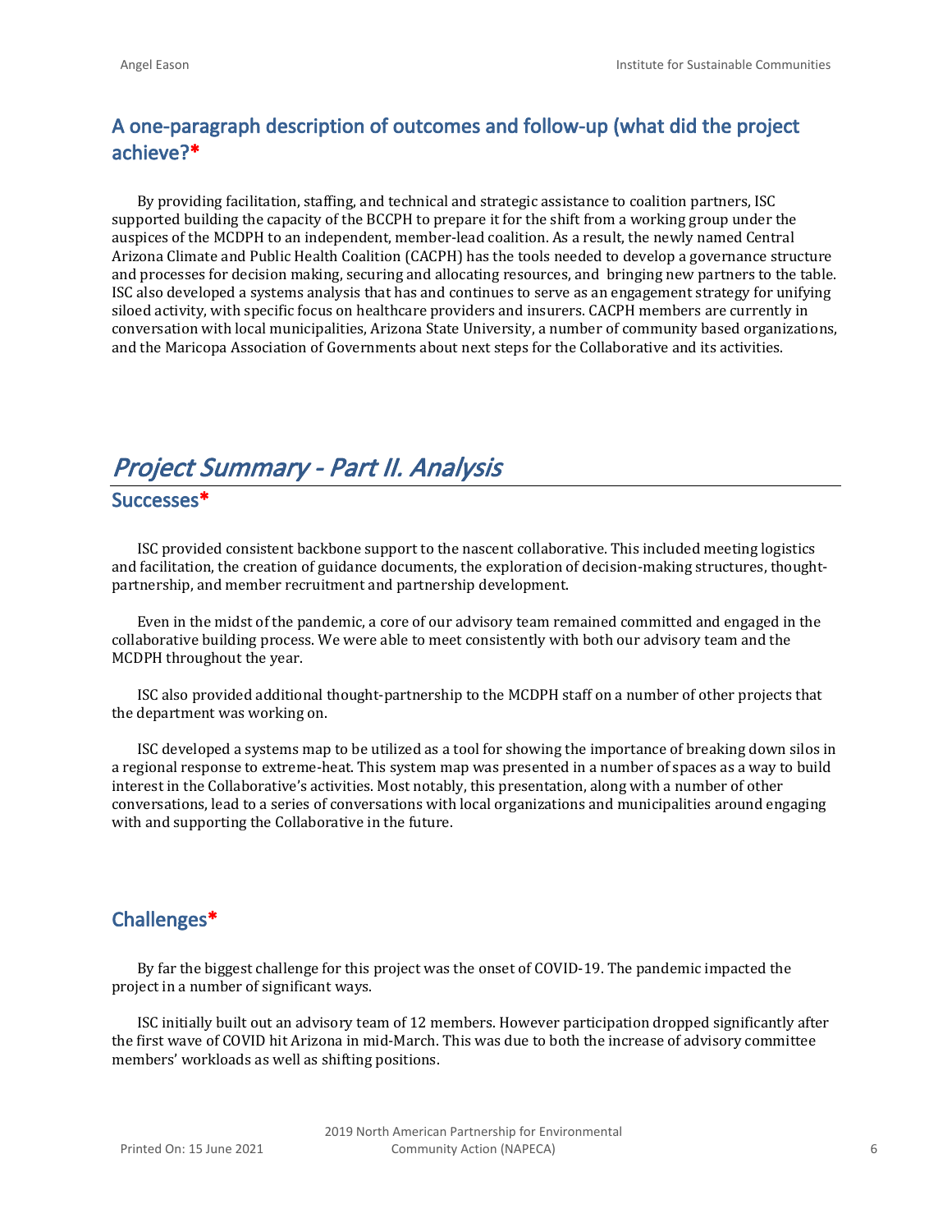## A one-paragraph description of outcomes and follow-up (what did the project achieve?*

By providing facilitation, staffing, and technical and strategic assistance to coalition partners, ISC supported building the capacity of the BCCPH to prepare it for the shift from a working group under the auspices of the MCDPH to an independent, member-lead coalition. As a result, the newly named Central Arizona Climate and Public Health Coalition (CACPH) has the tools needed to develop a governance structure and processes for decision making, securing and allocating resources, and bringing new partners to the table. ISC also developed a systems analysis that has and continues to serve as an engagement strategy for unifying siloed activity, with specific focus on healthcare providers and insurers. CACPH members are currently in conversation with local municipalities, Arizona State University, a number of community based organizations, and the Maricopa Association of Governments about next steps for the Collaborative and its activities.

# *Project Summary - Part II. Analysis*

## Successes*

ISC provided consistent backbone support to the nascent collaborative. This included meeting logistics and facilitation, the creation of guidance documents, the exploration of decision-making structures, thought-partnership, and member recruitment and partnership development.

Even in the midst of the pandemic, a core of our advisory team remained committed and engaged in the collaborative building process. We were able to meet consistently with both our advisory team and the MCDPH throughout the year.

ISC also provided additional thought-partnership to the MCDPH staff on a number of other projects that the department was working on.

ISC developed a systems map to be utilized as a tool for showing the importance of breaking down silos in a regional response to extreme-heat. This system map was presented in a number of spaces as a way to build interest in the Collaborative's activities. Most notably, this presentation, along with a number of other conversations, lead to a series of conversations with local organizations and municipalities around engaging with and supporting the Collaborative in the future.

## Challenges*

By far the biggest challenge for this project was the onset of COVID-19. The pandemic impacted the project in a number of significant ways.

ISC initially built out an advisory team of 12 members. However participation dropped significantly after the first wave of COVID hit Arizona in mid-March. This was due to both the increase of advisory committee members' workloads as well as shifting positions.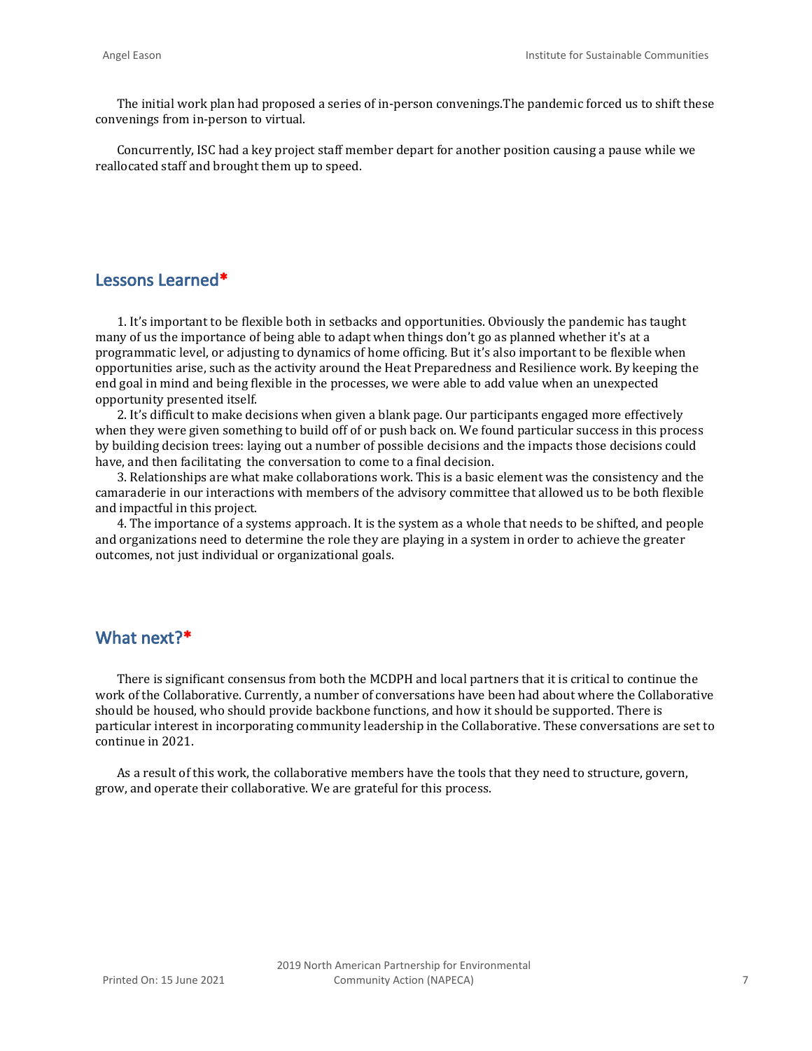The initial work plan had proposed a series of in-person convenings.The pandemic forced us to shift these convenings from in-person to virtual.

Concurrently, ISC had a key project staff member depart for another position causing a pause while we reallocated staff and brought them up to speed.

## Lessons Learned*

1. It's important to be flexible both in setbacks and opportunities. Obviously the pandemic has taught many of us the importance of being able to adapt when things don't go as planned whether it's at a programmatic level, or adjusting to dynamics of home officing. But it's also important to be flexible when opportunities arise, such as the activity around the Heat Preparedness and Resilience work. By keeping the end goal in mind and being flexible in the processes, we were able to add value when an unexpected opportunity presented itself.
2. It's difficult to make decisions when given a blank page. Our participants engaged more effectively when they were given something to build off of or push back on. We found particular success in this process by building decision trees: laying out a number of possible decisions and the impacts those decisions could have, and then facilitating the conversation to come to a final decision.
3. Relationships are what make collaborations work. This is a basic element was the consistency and the camaraderie in our interactions with members of the advisory committee that allowed us to be both flexible and impactful in this project.
4. The importance of a systems approach. It is the system as a whole that needs to be shifted, and people and organizations need to determine the role they are playing in a system in order to achieve the greater outcomes, not just individual or organizational goals.

## What next?*

There is significant consensus from both the MCDPH and local partners that it is critical to continue the work of the Collaborative. Currently, a number of conversations have been had about where the Collaborative should be housed, who should provide backbone functions, and how it should be supported. There is particular interest in incorporating community leadership in the Collaborative. These conversations are set to continue in 2021.

As a result of this work, the collaborative members have the tools that they need to structure, govern, grow, and operate their collaborative. We are grateful for this process.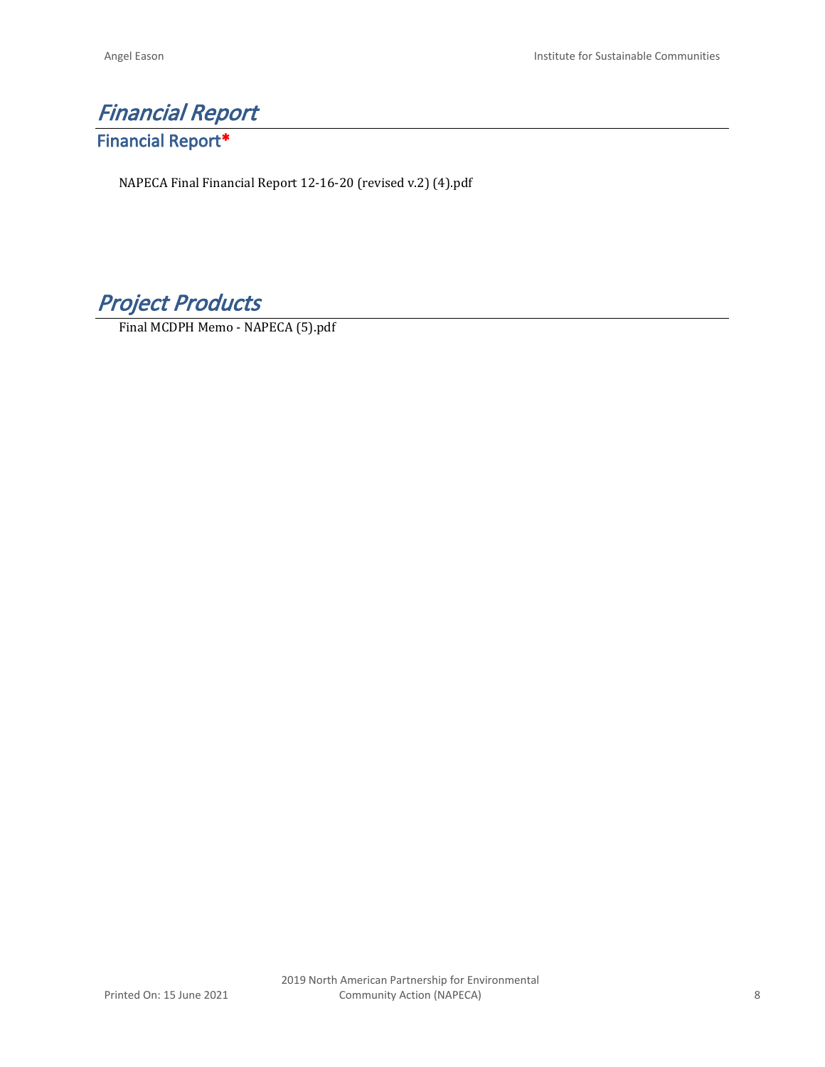# *Financial Report*

## Financial Report*

NAPECA Final Financial Report 12-16-20 (revised v.2) (4).pdf

# *Project Products*

Final MCDPH Memo - NAPECA (5).pdf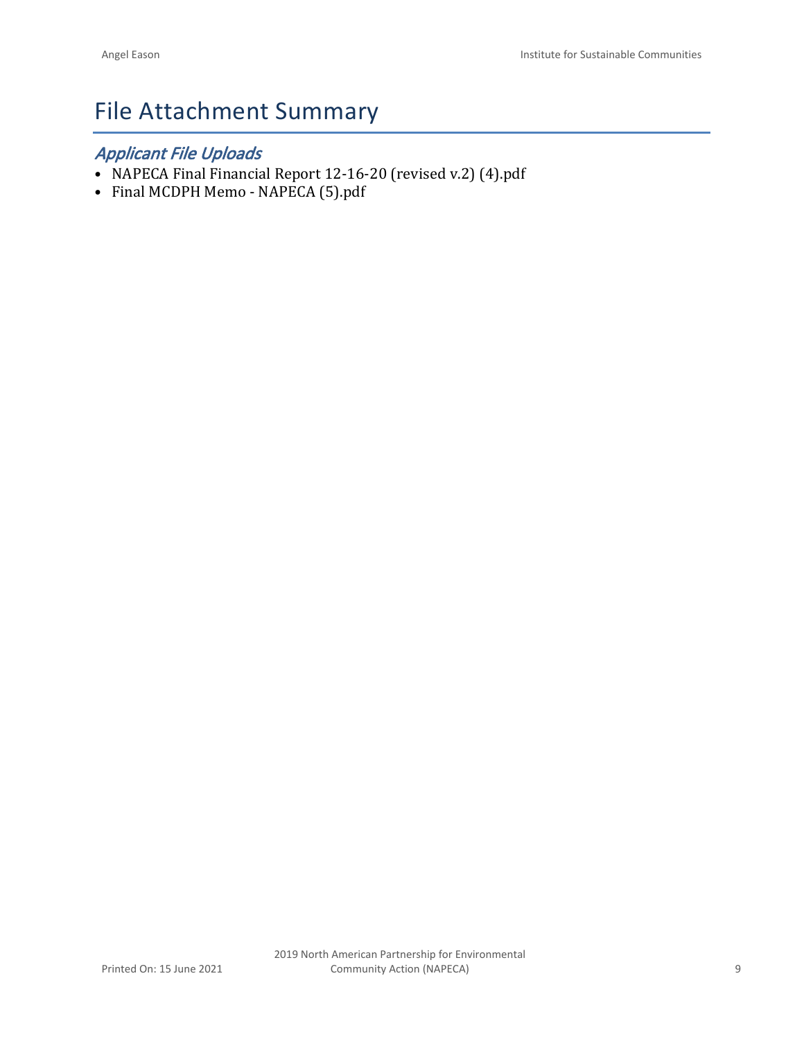# File Attachment Summary

## *Applicant File Uploads*

- NAPECA Final Financial Report 12-16-20 (revised v.2) (4).pdf
- Final MCDPH Memo - NAPECA (5).pdf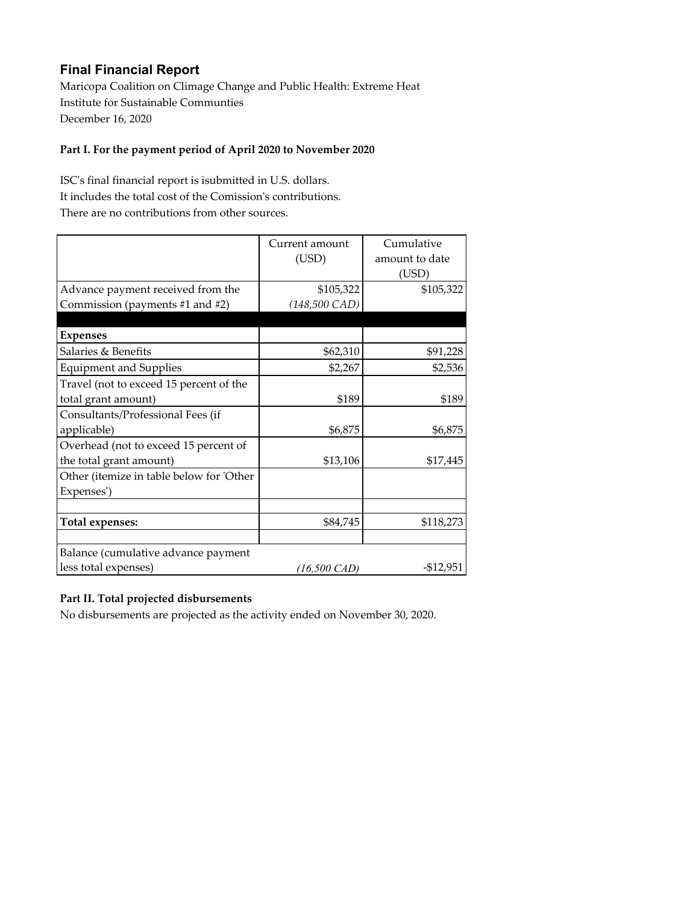## Final Financial Report

Maricopa Coalition on Climage Change and Public Health: Extreme Heat
Institute for Sustainable Communties
December 16, 2020

**Part I. For the payment period of April 2020 to November 2020**

ISC's final financial report is isubmitted in U.S. dollars.
It includes the total cost of the Comission's contributions.
There are no contributions from other sources.

| | Current amount (USD) | Cumulative amount to date (USD) |
|---|---|---|
| Advance payment received from the Commission (payments #1 and #2) | $105,322 *(148,500 CAD)* | $105,322 |
| | | |
| **Expenses** | | |
| Salaries & Benefits | $62,310 | $91,228 |
| Equipment and Supplies | $2,267 | $2,536 |
| Travel (not to exceed 15 percent of the total grant amount) | $189 | $189 |
| Consultants/Professional Fees (if applicable) | $6,875 | $6,875 |
| Overhead (not to exceed 15 percent of the total grant amount) | $13,106 | $17,445 |
| Other (itemize in table below for 'Other Expenses') | | |
| | | |
| **Total expenses:** | $84,745 | $118,273 |
| | | |
| Balance (cumulative advance payment less total expenses) | *(16,500 CAD)* | -$12,951 |

**Part II. Total projected disbursements**

No disbursements are projected as the activity ended on November 30, 2020.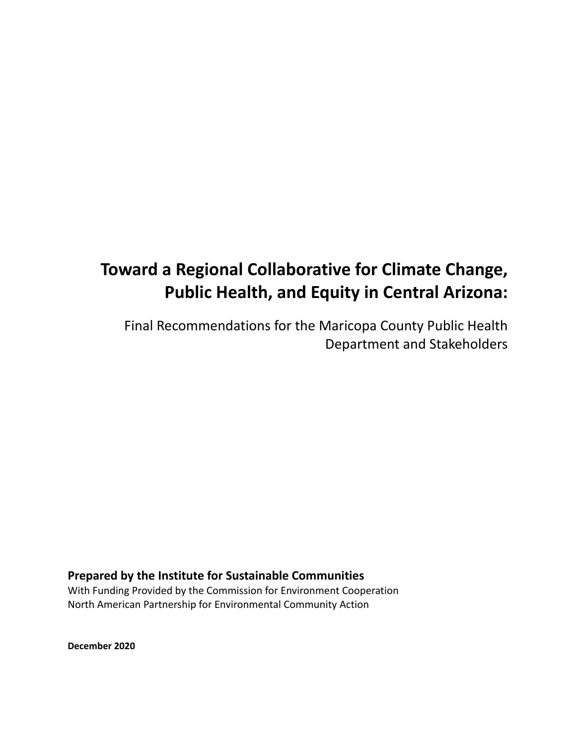# Toward a Regional Collaborative for Climate Change, Public Health, and Equity in Central Arizona:

Final Recommendations for the Maricopa County Public Health Department and Stakeholders

**Prepared by the Institute for Sustainable Communities**

With Funding Provided by the Commission for Environment Cooperation
North American Partnership for Environmental Community Action

**December 2020**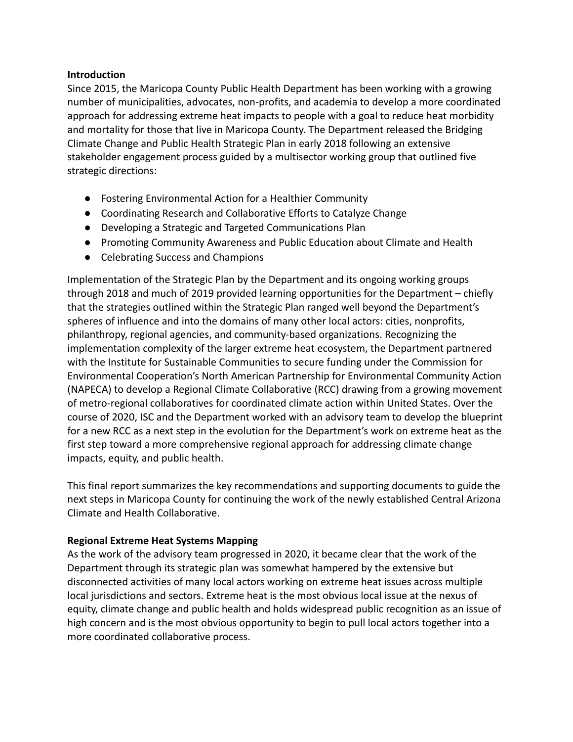**Introduction**

Since 2015, the Maricopa County Public Health Department has been working with a growing number of municipalities, advocates, non-profits, and academia to develop a more coordinated approach for addressing extreme heat impacts to people with a goal to reduce heat morbidity and mortality for those that live in Maricopa County. The Department released the Bridging Climate Change and Public Health Strategic Plan in early 2018 following an extensive stakeholder engagement process guided by a multisector working group that outlined five strategic directions:

- Fostering Environmental Action for a Healthier Community
- Coordinating Research and Collaborative Efforts to Catalyze Change
- Developing a Strategic and Targeted Communications Plan
- Promoting Community Awareness and Public Education about Climate and Health
- Celebrating Success and Champions

Implementation of the Strategic Plan by the Department and its ongoing working groups through 2018 and much of 2019 provided learning opportunities for the Department – chiefly that the strategies outlined within the Strategic Plan ranged well beyond the Department's spheres of influence and into the domains of many other local actors: cities, nonprofits, philanthropy, regional agencies, and community-based organizations. Recognizing the implementation complexity of the larger extreme heat ecosystem, the Department partnered with the Institute for Sustainable Communities to secure funding under the Commission for Environmental Cooperation's North American Partnership for Environmental Community Action (NAPECA) to develop a Regional Climate Collaborative (RCC) drawing from a growing movement of metro-regional collaboratives for coordinated climate action within United States. Over the course of 2020, ISC and the Department worked with an advisory team to develop the blueprint for a new RCC as a next step in the evolution for the Department's work on extreme heat as the first step toward a more comprehensive regional approach for addressing climate change impacts, equity, and public health.

This final report summarizes the key recommendations and supporting documents to guide the next steps in Maricopa County for continuing the work of the newly established Central Arizona Climate and Health Collaborative.

**Regional Extreme Heat Systems Mapping**

As the work of the advisory team progressed in 2020, it became clear that the work of the Department through its strategic plan was somewhat hampered by the extensive but disconnected activities of many local actors working on extreme heat issues across multiple local jurisdictions and sectors. Extreme heat is the most obvious local issue at the nexus of equity, climate change and public health and holds widespread public recognition as an issue of high concern and is the most obvious opportunity to begin to pull local actors together into a more coordinated collaborative process.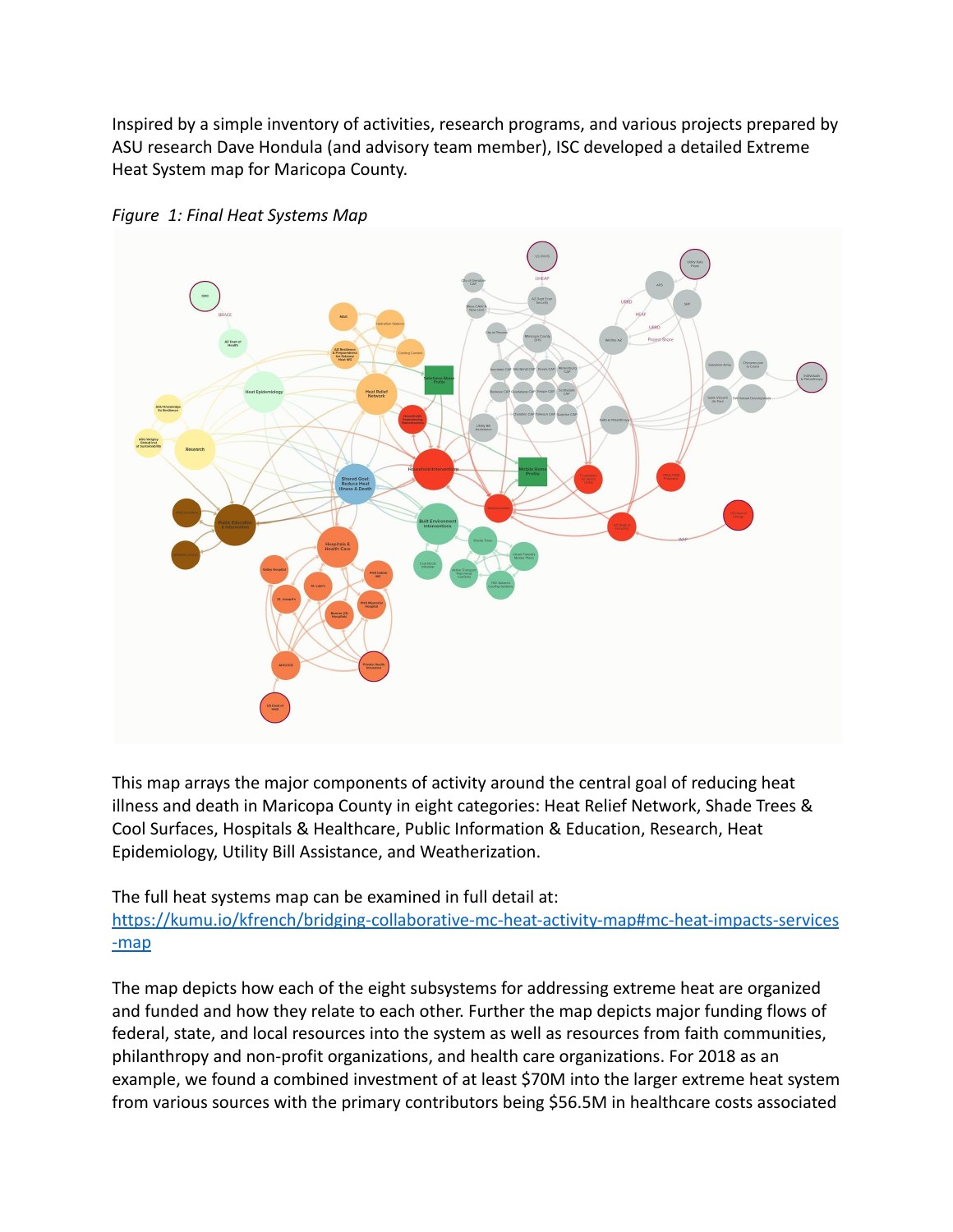Inspired by a simple inventory of activities, research programs, and various projects prepared by ASU research Dave Hondula (and advisory team member), ISC developed a detailed Extreme Heat System map for Maricopa County.

*Figure 1: Final Heat Systems Map*

This map arrays the major components of activity around the central goal of reducing heat illness and death in Maricopa County in eight categories: Heat Relief Network, Shade Trees & Cool Surfaces, Hospitals & Healthcare, Public Information & Education, Research, Heat Epidemiology, Utility Bill Assistance, and Weatherization.

The full heat systems map can be examined in full detail at: https://kumu.io/kfrench/bridging-collaborative-mc-heat-activity-map#mc-heat-impacts-services-map

The map depicts how each of the eight subsystems for addressing extreme heat are organized and funded and how they relate to each other. Further the map depicts major funding flows of federal, state, and local resources into the system as well as resources from faith communities, philanthropy and non-profit organizations, and health care organizations. For 2018 as an example, we found a combined investment of at least $70M into the larger extreme heat system from various sources with the primary contributors being $56.5M in healthcare costs associated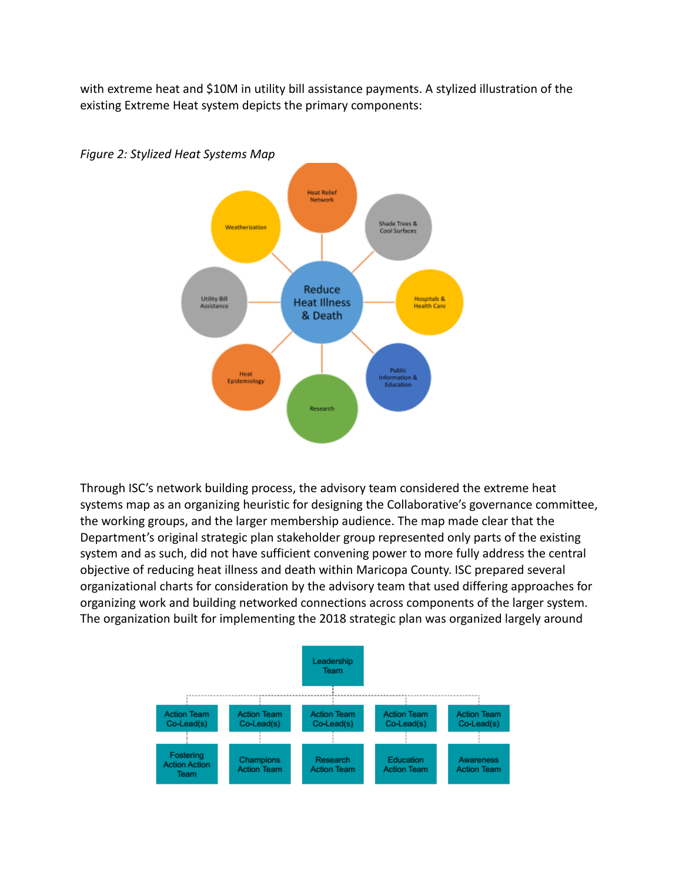with extreme heat and $10M in utility bill assistance payments. A stylized illustration of the existing Extreme Heat system depicts the primary components:

*Figure 2: Stylized Heat Systems Map*

Through ISC's network building process, the advisory team considered the extreme heat systems map as an organizing heuristic for designing the Collaborative's governance committee, the working groups, and the larger membership audience. The map made clear that the Department's original strategic plan stakeholder group represented only parts of the existing system and as such, did not have sufficient convening power to more fully address the central objective of reducing heat illness and death within Maricopa County. ISC prepared several organizational charts for consideration by the advisory team that used differing approaches for organizing work and building networked connections across components of the larger system. The organization built for implementing the 2018 strategic plan was organized largely around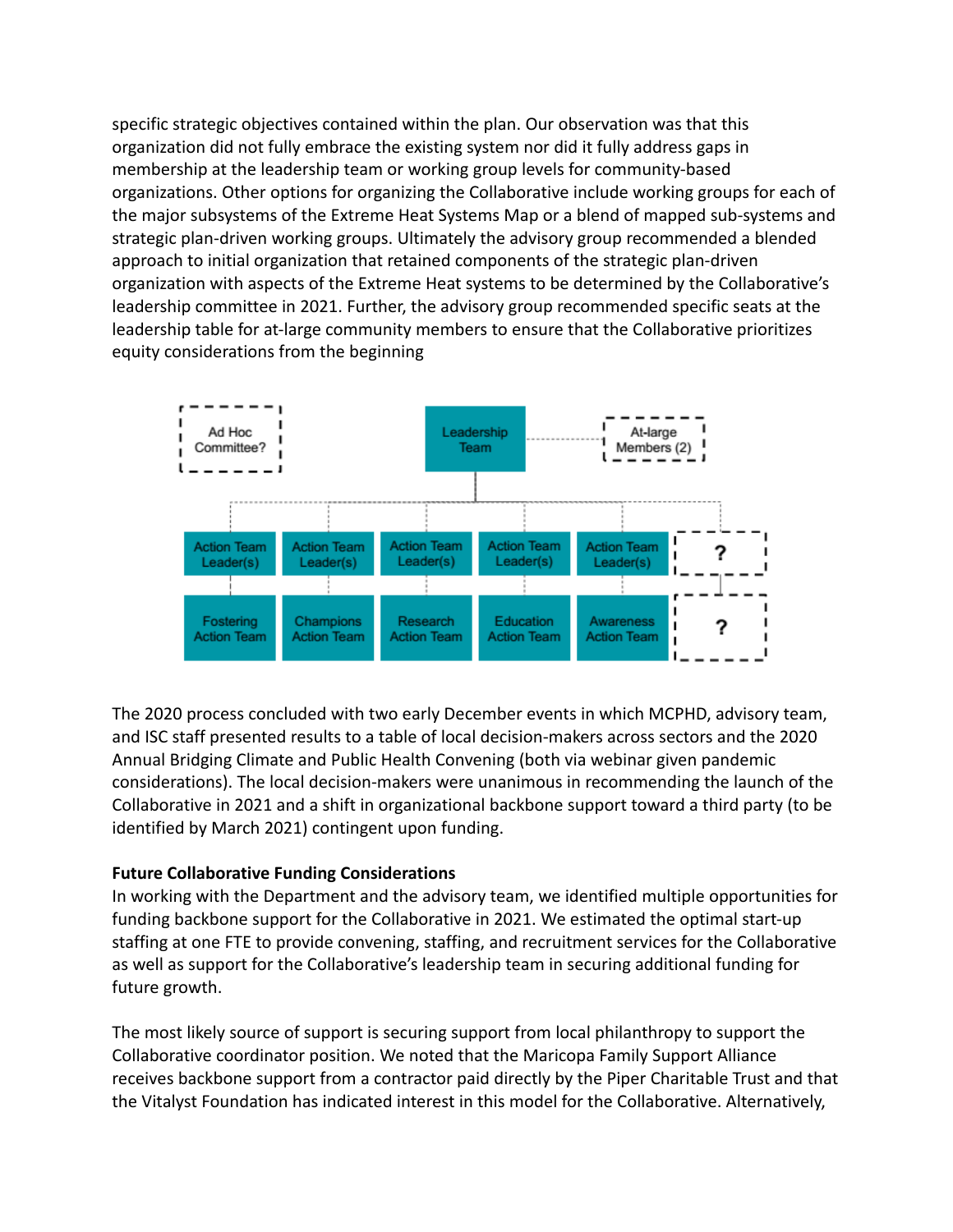specific strategic objectives contained within the plan. Our observation was that this organization did not fully embrace the existing system nor did it fully address gaps in membership at the leadership team or working group levels for community-based organizations. Other options for organizing the Collaborative include working groups for each of the major subsystems of the Extreme Heat Systems Map or a blend of mapped sub-systems and strategic plan-driven working groups. Ultimately the advisory group recommended a blended approach to initial organization that retained components of the strategic plan-driven organization with aspects of the Extreme Heat systems to be determined by the Collaborative's leadership committee in 2021. Further, the advisory group recommended specific seats at the leadership table for at-large community members to ensure that the Collaborative prioritizes equity considerations from the beginning

The 2020 process concluded with two early December events in which MCPHD, advisory team, and ISC staff presented results to a table of local decision-makers across sectors and the 2020 Annual Bridging Climate and Public Health Convening (both via webinar given pandemic considerations). The local decision-makers were unanimous in recommending the launch of the Collaborative in 2021 and a shift in organizational backbone support toward a third party (to be identified by March 2021) contingent upon funding.

**Future Collaborative Funding Considerations**

In working with the Department and the advisory team, we identified multiple opportunities for funding backbone support for the Collaborative in 2021. We estimated the optimal start-up staffing at one FTE to provide convening, staffing, and recruitment services for the Collaborative as well as support for the Collaborative's leadership team in securing additional funding for future growth.

The most likely source of support is securing support from local philanthropy to support the Collaborative coordinator position. We noted that the Maricopa Family Support Alliance receives backbone support from a contractor paid directly by the Piper Charitable Trust and that the Vitalyst Foundation has indicated interest in this model for the Collaborative. Alternatively,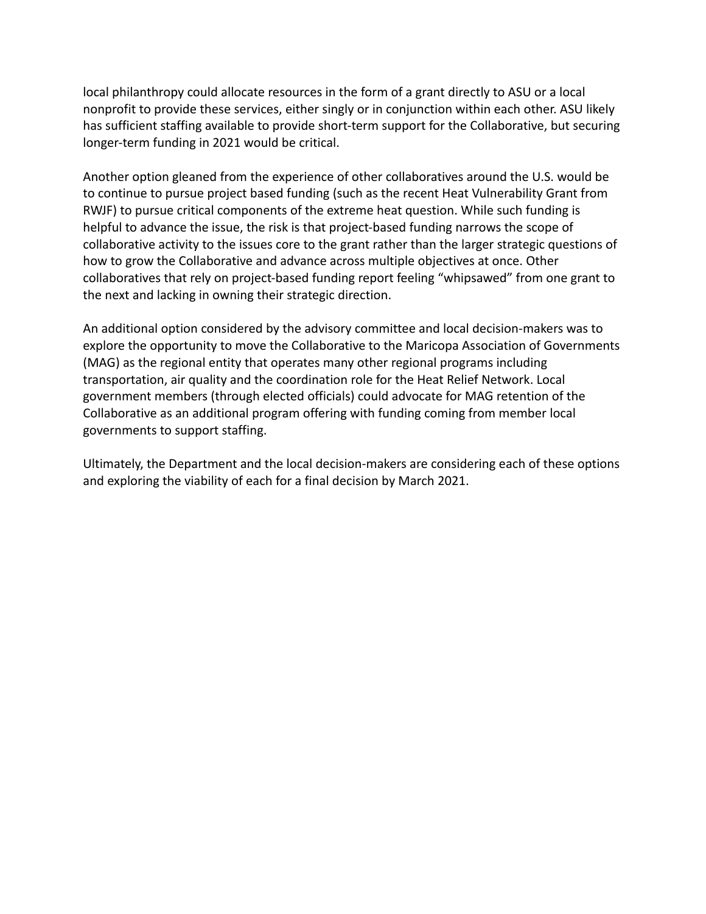local philanthropy could allocate resources in the form of a grant directly to ASU or a local nonprofit to provide these services, either singly or in conjunction within each other. ASU likely has sufficient staffing available to provide short-term support for the Collaborative, but securing longer-term funding in 2021 would be critical.

Another option gleaned from the experience of other collaboratives around the U.S. would be to continue to pursue project based funding (such as the recent Heat Vulnerability Grant from RWJF) to pursue critical components of the extreme heat question. While such funding is helpful to advance the issue, the risk is that project-based funding narrows the scope of collaborative activity to the issues core to the grant rather than the larger strategic questions of how to grow the Collaborative and advance across multiple objectives at once. Other collaboratives that rely on project-based funding report feeling "whipsawed" from one grant to the next and lacking in owning their strategic direction.

An additional option considered by the advisory committee and local decision-makers was to explore the opportunity to move the Collaborative to the Maricopa Association of Governments (MAG) as the regional entity that operates many other regional programs including transportation, air quality and the coordination role for the Heat Relief Network. Local government members (through elected officials) could advocate for MAG retention of the Collaborative as an additional program offering with funding coming from member local governments to support staffing.

Ultimately, the Department and the local decision-makers are considering each of these options and exploring the viability of each for a final decision by March 2021.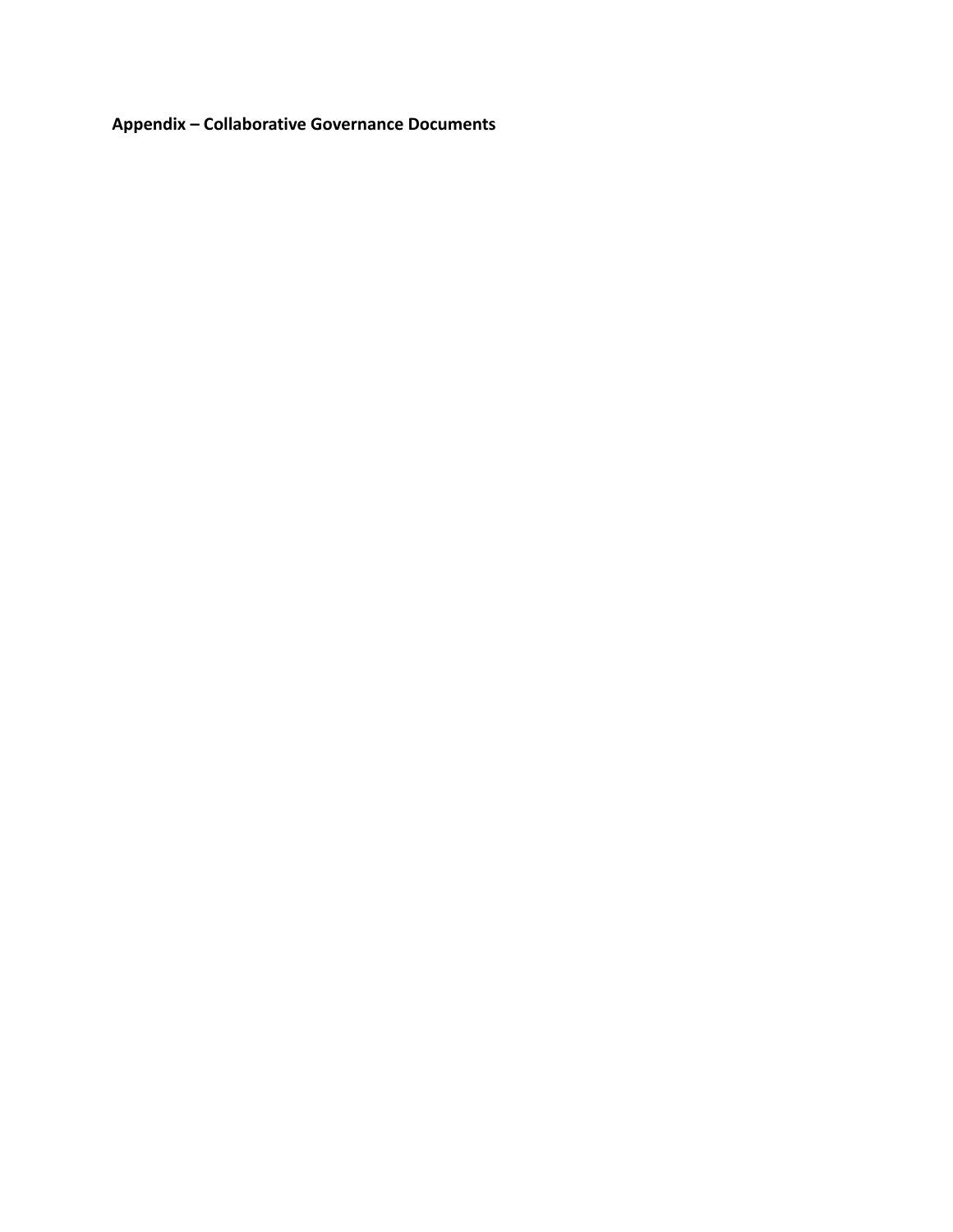## Appendix – Collaborative Governance Documents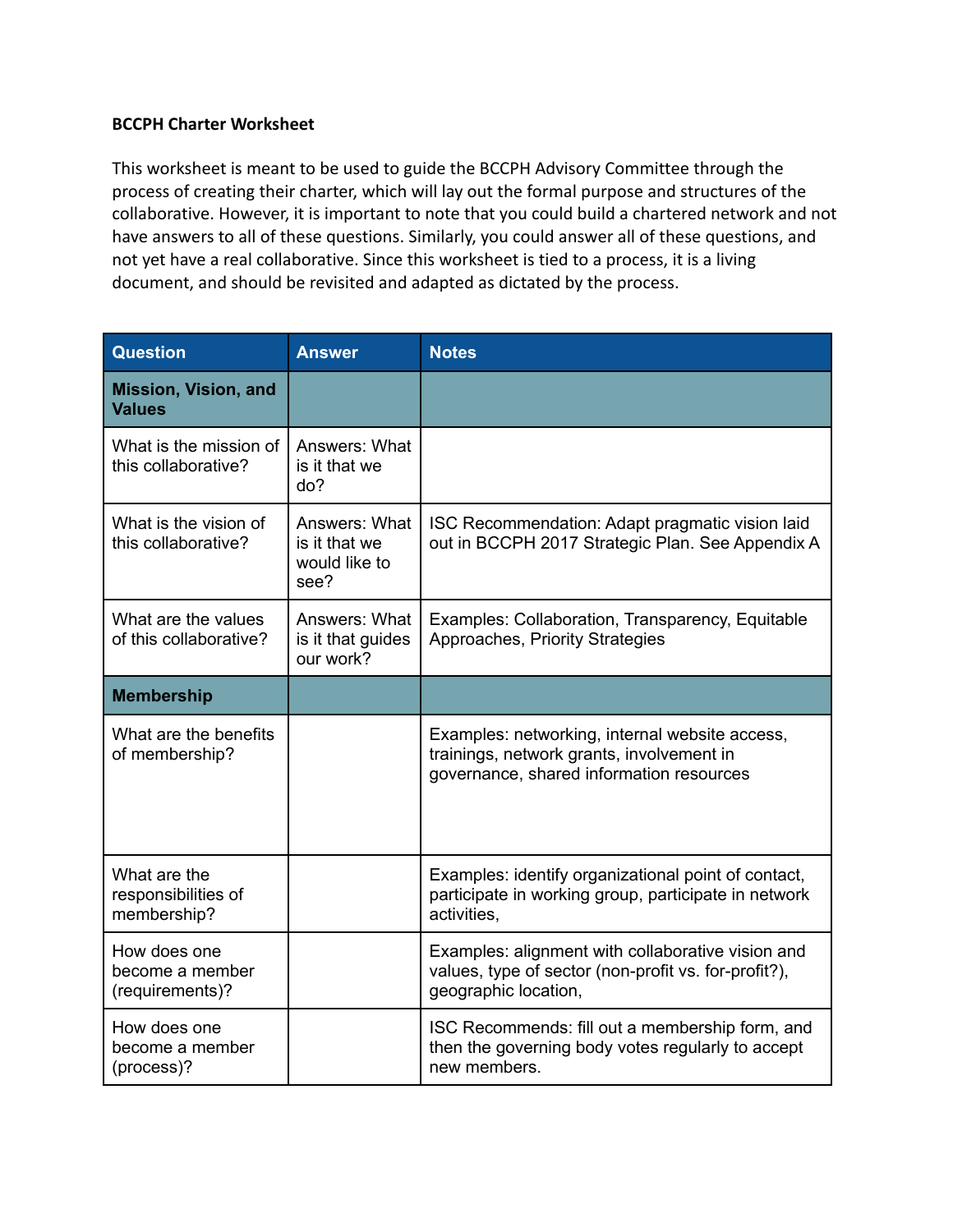**BCCPH Charter Worksheet**

This worksheet is meant to be used to guide the BCCPH Advisory Committee through the process of creating their charter, which will lay out the formal purpose and structures of the collaborative. However, it is important to note that you could build a chartered network and not have answers to all of these questions. Similarly, you could answer all of these questions, and not yet have a real collaborative. Since this worksheet is tied to a process, it is a living document, and should be revisited and adapted as dictated by the process.

| Question | Answer | Notes |
|---|---|---|
| **Mission, Vision, and Values** | | |
| What is the mission of this collaborative? | Answers: What is it that we do? | |
| What is the vision of this collaborative? | Answers: What is it that we would like to see? | ISC Recommendation: Adapt pragmatic vision laid out in BCCPH 2017 Strategic Plan. See Appendix A |
| What are the values of this collaborative? | Answers: What is it that guides our work? | Examples: Collaboration, Transparency, Equitable Approaches, Priority Strategies |
| **Membership** | | |
| What are the benefits of membership? | | Examples: networking, internal website access, trainings, network grants, involvement in governance, shared information resources |
| What are the responsibilities of membership? | | Examples: identify organizational point of contact, participate in working group, participate in network activities, |
| How does one become a member (requirements)? | | Examples: alignment with collaborative vision and values, type of sector (non-profit vs. for-profit?), geographic location, |
| How does one become a member (process)? | | ISC Recommends: fill out a membership form, and then the governing body votes regularly to accept new members. |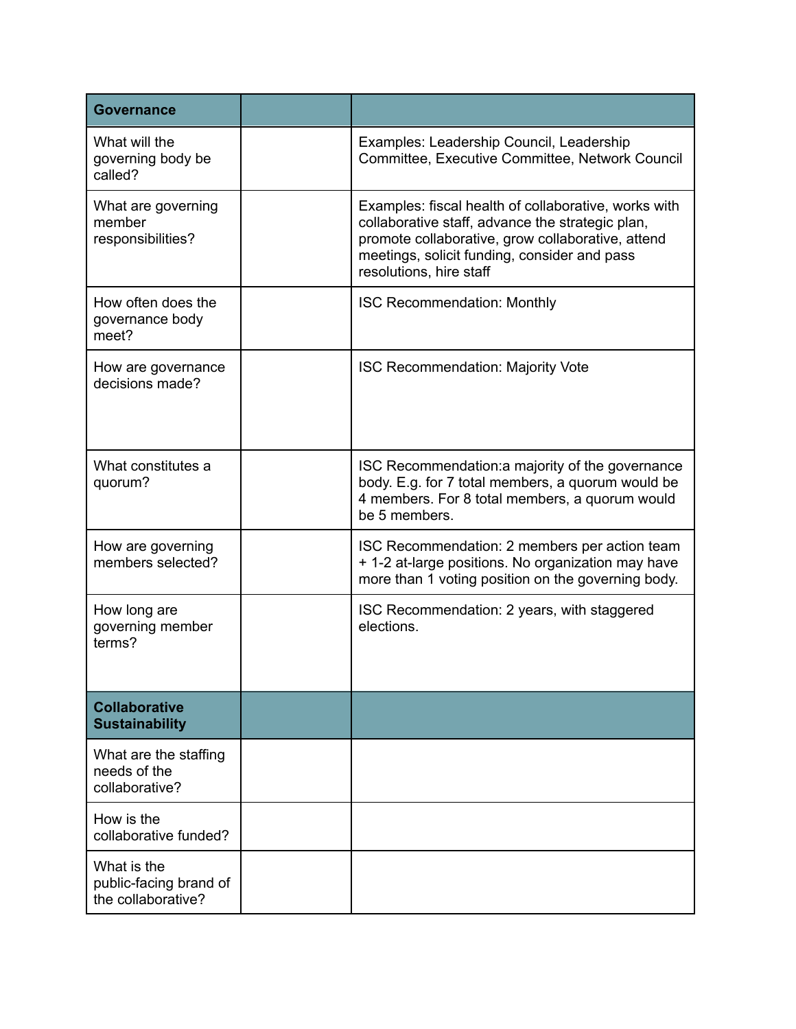| **Governance** | | |
|---|---|---|
| What will the governing body be called? | | Examples: Leadership Council, Leadership Committee, Executive Committee, Network Council |
| What are governing member responsibilities? | | Examples: fiscal health of collaborative, works with collaborative staff, advance the strategic plan, promote collaborative, grow collaborative, attend meetings, solicit funding, consider and pass resolutions, hire staff |
| How often does the governance body meet? | | ISC Recommendation: Monthly |
| How are governance decisions made? | | ISC Recommendation: Majority Vote |
| What constitutes a quorum? | | ISC Recommendation:a majority of the governance body. E.g. for 7 total members, a quorum would be 4 members. For 8 total members, a quorum would be 5 members. |
| How are governing members selected? | | ISC Recommendation: 2 members per action team + 1-2 at-large positions. No organization may have more than 1 voting position on the governing body. |
| How long are governing member terms? | | ISC Recommendation: 2 years, with staggered elections. |
| **Collaborative Sustainability** | | |
| What are the staffing needs of the collaborative? | | |
| How is the collaborative funded? | | |
| What is the public-facing brand of the collaborative? | | |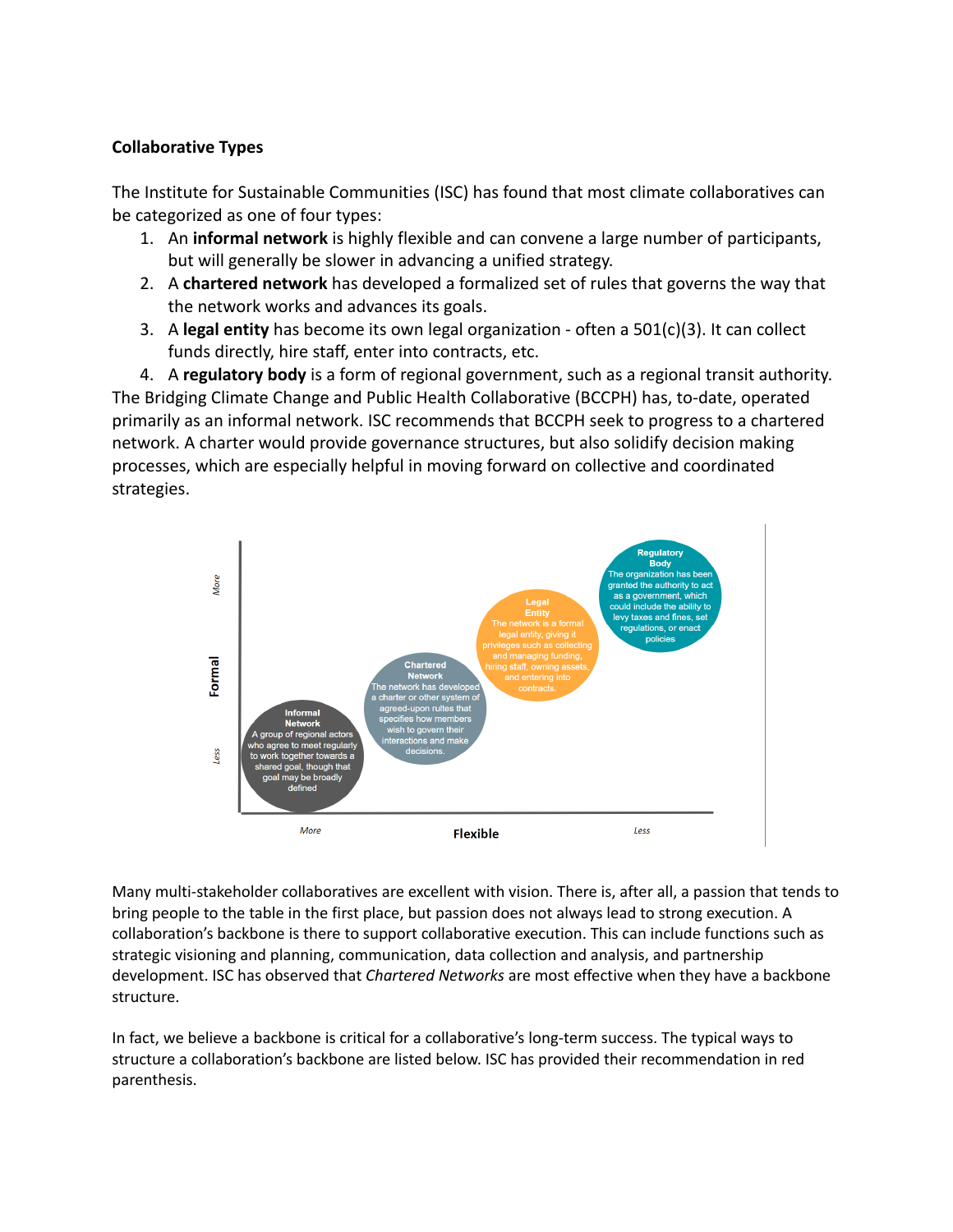**Collaborative Types**

The Institute for Sustainable Communities (ISC) has found that most climate collaboratives can be categorized as one of four types:

1. An **informal network** is highly flexible and can convene a large number of participants, but will generally be slower in advancing a unified strategy.
2. A **chartered network** has developed a formalized set of rules that governs the way that the network works and advances its goals.
3. A **legal entity** has become its own legal organization - often a 501(c)(3). It can collect funds directly, hire staff, enter into contracts, etc.
4. A **regulatory body** is a form of regional government, such as a regional transit authority.

The Bridging Climate Change and Public Health Collaborative (BCCPH) has, to-date, operated primarily as an informal network. ISC recommends that BCCPH seek to progress to a chartered network. A charter would provide governance structures, but also solidify decision making processes, which are especially helpful in moving forward on collective and coordinated strategies.

Formal (Less → More) / Flexible (More → Less)

**Informal Network** – A group of regional actors who agree to meet regularly to work together towards a shared goal, though that goal may be broadly defined

**Chartered Network** – The network has developed a charter or other system of agreed-upon rultes that specifies how members wish to govern their interactions and make decisions.

**Legal Entity** – The network is a formal legal entity, giving it privileges such as collecting and managing funding, hiring staff, owning assets, and entering into contracts.

**Regulatory Body** – The organization has been granted the authority to act as a government, which could include the ability to levy taxes and fines, set regulations, or enact policies

Many multi-stakeholder collaboratives are excellent with vision. There is, after all, a passion that tends to bring people to the table in the first place, but passion does not always lead to strong execution. A collaboration's backbone is there to support collaborative execution. This can include functions such as strategic visioning and planning, communication, data collection and analysis, and partnership development. ISC has observed that *Chartered Networks* are most effective when they have a backbone structure.

In fact, we believe a backbone is critical for a collaborative's long-term success. The typical ways to structure a collaboration's backbone are listed below. ISC has provided their recommendation in red parenthesis.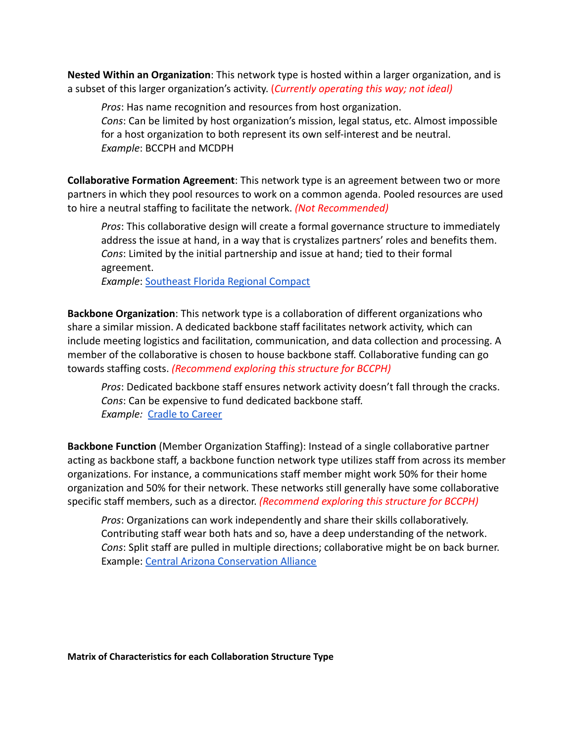**Nested Within an Organization**: This network type is hosted within a larger organization, and is a subset of this larger organization's activity. (*Currently operating this way; not ideal)*

> *Pros*: Has name recognition and resources from host organization.
> *Cons*: Can be limited by host organization's mission, legal status, etc. Almost impossible for a host organization to both represent its own self-interest and be neutral.
> *Example*: BCCPH and MCDPH

**Collaborative Formation Agreement**: This network type is an agreement between two or more partners in which they pool resources to work on a common agenda. Pooled resources are used to hire a neutral staffing to facilitate the network. *(Not Recommended)*

> *Pros*: This collaborative design will create a formal governance structure to immediately address the issue at hand, in a way that is crystalizes partners' roles and benefits them.
> *Cons*: Limited by the initial partnership and issue at hand; tied to their formal agreement.
> *Example*: Southeast Florida Regional Compact

**Backbone Organization**: This network type is a collaboration of different organizations who share a similar mission. A dedicated backbone staff facilitates network activity, which can include meeting logistics and facilitation, communication, and data collection and processing. A member of the collaborative is chosen to house backbone staff. Collaborative funding can go towards staffing costs. *(Recommend exploring this structure for BCCPH)*

> *Pros*: Dedicated backbone staff ensures network activity doesn't fall through the cracks.
> *Cons*: Can be expensive to fund dedicated backbone staff.
> *Example:* Cradle to Career

**Backbone Function** (Member Organization Staffing): Instead of a single collaborative partner acting as backbone staff, a backbone function network type utilizes staff from across its member organizations. For instance, a communications staff member might work 50% for their home organization and 50% for their network. These networks still generally have some collaborative specific staff members, such as a director. *(Recommend exploring this structure for BCCPH)*

> *Pros*: Organizations can work independently and share their skills collaboratively. Contributing staff wear both hats and so, have a deep understanding of the network.
> *Cons*: Split staff are pulled in multiple directions; collaborative might be on back burner.
> Example: Central Arizona Conservation Alliance

**Matrix of Characteristics for each Collaboration Structure Type**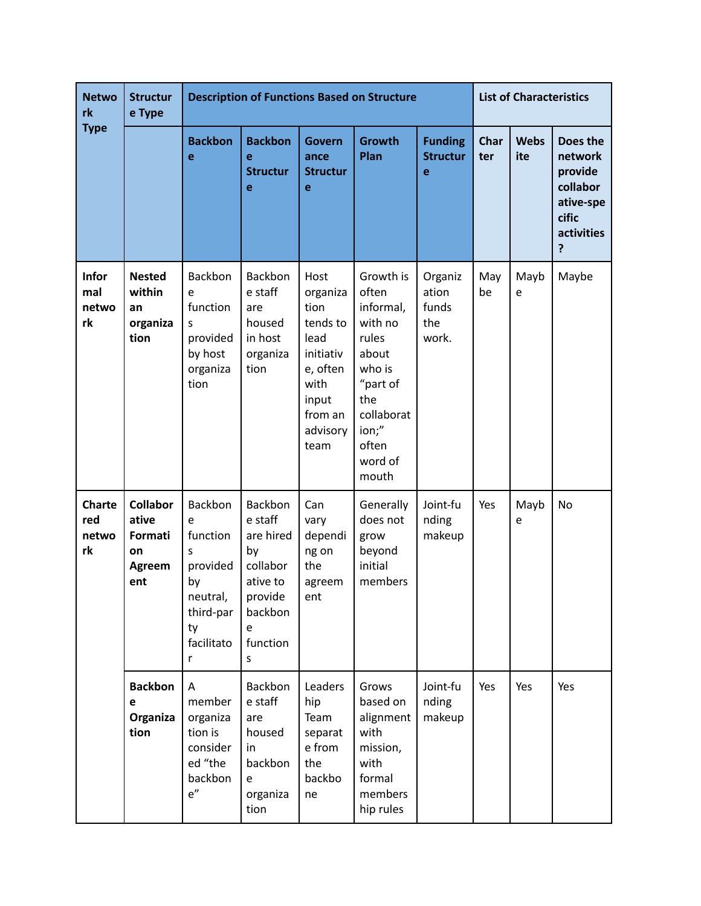| Network Type | Structure Type | Description of Functions Based on Structure | | | | | List of Characteristics | | |
|---|---|---|---|---|---|---|---|---|---|
| | | **Backbone** | **Backbone Structure** | **Governance Structure** | **Growth Plan** | **Funding Structure** | **Charter** | **Website** | **Does the network provide collaborative-specific activities?** |
| **Informal network** | **Nested within an organization** | Backbone functions provided by host organization | Backbone staff are housed in host organization | Host organization tends to lead initiative, often with input from an advisory team | Growth is often informal, with no rules about who is "part of the collaboration;" often word of mouth | Organization funds the work. | Maybe | Maybe | Maybe |
| **Chartered network** | **Collaborative Formation Agreement** | Backbone functions provided by neutral, third-party facilitator | Backbone staff are hired by collaborative to provide backbone functions | Can vary depending on the agreement | Generally does not grow beyond initial members | Joint-funding makeup | Yes | Maybe | No |
| | **Backbone Organization** | A member organization is considered "the backbone" | Backbone staff are housed in backbone organization | Leadership Team separate from the backbone | Grows based on alignment with mission, with formal membership rules | Joint-funding makeup | Yes | Yes | Yes |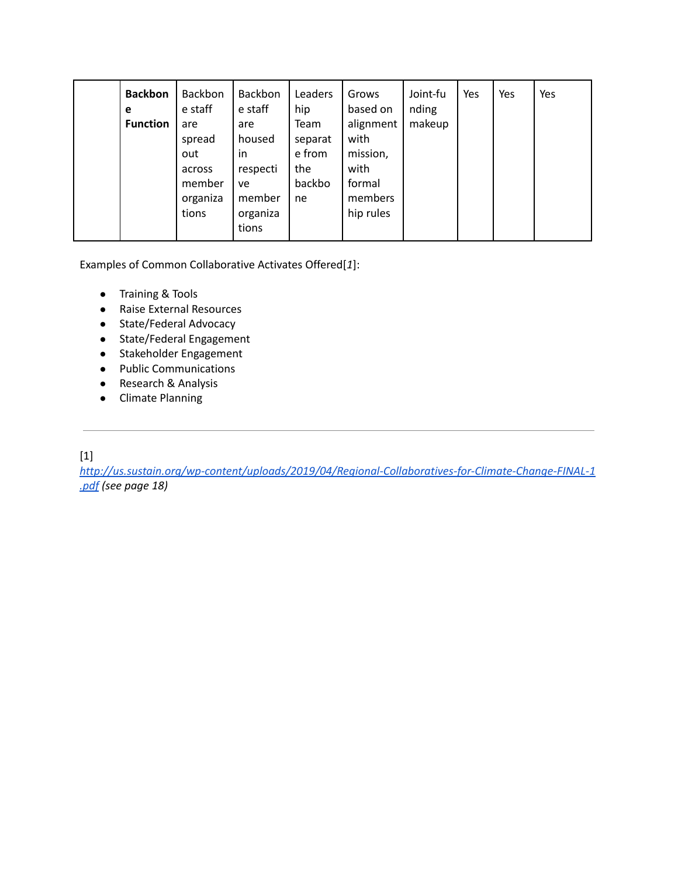| | | | | | | | | | |
|---|---|---|---|---|---|---|---|---|---|
| | **Backbone Function** | Backbone staff are spread out across member organizations | Backbone staff are housed in respective member organizations | Leadership Team separate from the backbone | Grows based on alignment with mission, with formal membership rules | Joint-funding makeup | Yes | Yes | Yes |

Examples of Common Collaborative Activates Offered[1]:

- Training & Tools
- Raise External Resources
- State/Federal Advocacy
- State/Federal Engagement
- Stakeholder Engagement
- Public Communications
- Research & Analysis
- Climate Planning

---

[1] *http://us.sustain.org/wp-content/uploads/2019/04/Regional-Collaboratives-for-Climate-Change-FINAL-1.pdf (see page 18)*